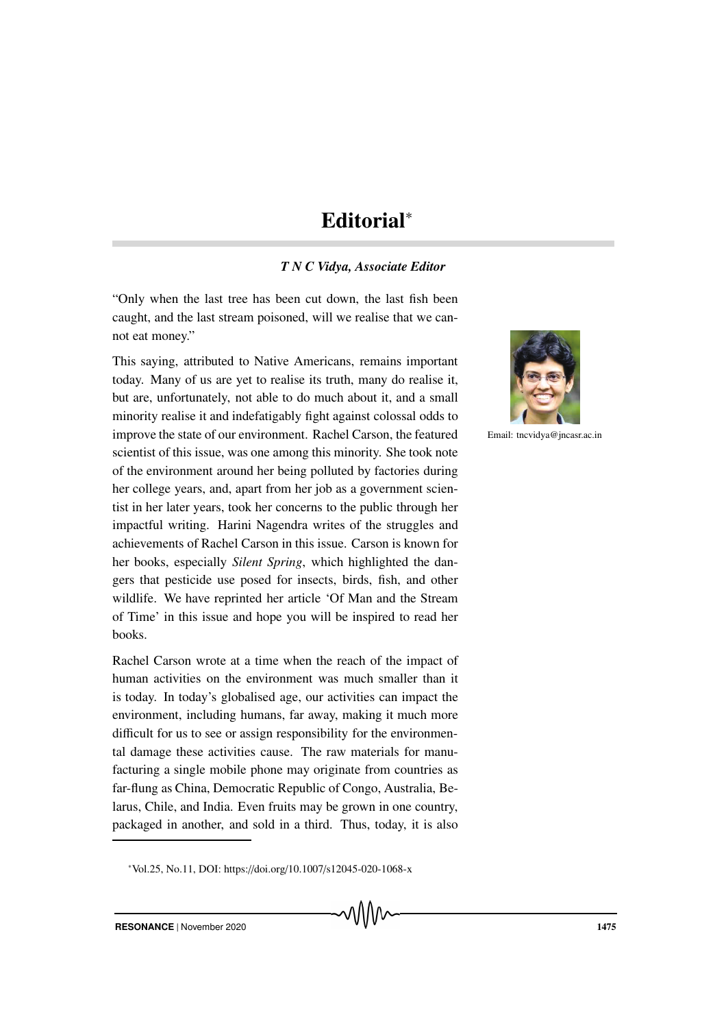# Editorial*

***T N C Vidya, Associate Editor***

Email: tncvidya@jncasr.ac.in

"Only when the last tree has been cut down, the last fish been caught, and the last stream poisoned, will we realise that we cannot eat money."

This saying, attributed to Native Americans, remains important today. Many of us are yet to realise its truth, many do realise it, but are, unfortunately, not able to do much about it, and a small minority realise it and indefatigably fight against colossal odds to improve the state of our environment. Rachel Carson, the featured scientist of this issue, was one among this minority. She took note of the environment around her being polluted by factories during her college years, and, apart from her job as a government scientist in her later years, took her concerns to the public through her impactful writing. Harini Nagendra writes of the struggles and achievements of Rachel Carson in this issue. Carson is known for her books, especially *Silent Spring*, which highlighted the dangers that pesticide use posed for insects, birds, fish, and other wildlife. We have reprinted her article 'Of Man and the Stream of Time' in this issue and hope you will be inspired to read her books.

Rachel Carson wrote at a time when the reach of the impact of human activities on the environment was much smaller than it is today. In today's globalised age, our activities can impact the environment, including humans, far away, making it much more difficult for us to see or assign responsibility for the environmental damage these activities cause. The raw materials for manufacturing a single mobile phone may originate from countries as far-flung as China, Democratic Republic of Congo, Australia, Belarus, Chile, and India. Even fruits may be grown in one country, packaged in another, and sold in a third. Thus, today, it is also

*Vol.25, No.11, DOI: https://doi.org/10.1007/s12045-020-1068-x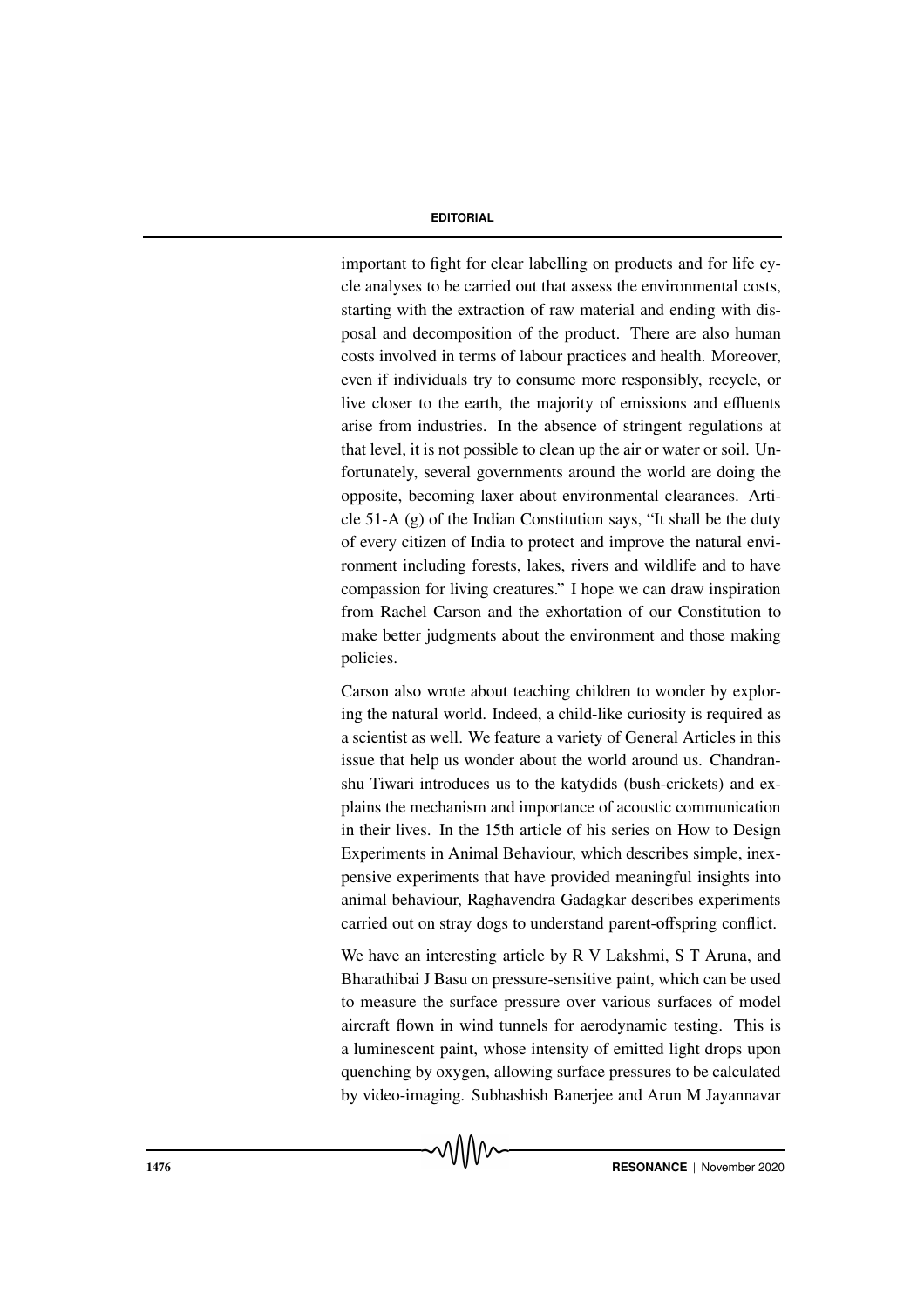important to fight for clear labelling on products and for life cycle analyses to be carried out that assess the environmental costs, starting with the extraction of raw material and ending with disposal and decomposition of the product. There are also human costs involved in terms of labour practices and health. Moreover, even if individuals try to consume more responsibly, recycle, or live closer to the earth, the majority of emissions and effluents arise from industries. In the absence of stringent regulations at that level, it is not possible to clean up the air or water or soil. Unfortunately, several governments around the world are doing the opposite, becoming laxer about environmental clearances. Article 51-A (g) of the Indian Constitution says, "It shall be the duty of every citizen of India to protect and improve the natural environment including forests, lakes, rivers and wildlife and to have compassion for living creatures." I hope we can draw inspiration from Rachel Carson and the exhortation of our Constitution to make better judgments about the environment and those making policies.

Carson also wrote about teaching children to wonder by exploring the natural world. Indeed, a child-like curiosity is required as a scientist as well. We feature a variety of General Articles in this issue that help us wonder about the world around us. Chandranshu Tiwari introduces us to the katydids (bush-crickets) and explains the mechanism and importance of acoustic communication in their lives. In the 15th article of his series on How to Design Experiments in Animal Behaviour, which describes simple, inexpensive experiments that have provided meaningful insights into animal behaviour, Raghavendra Gadagkar describes experiments carried out on stray dogs to understand parent-offspring conflict.

We have an interesting article by R V Lakshmi, S T Aruna, and Bharathibai J Basu on pressure-sensitive paint, which can be used to measure the surface pressure over various surfaces of model aircraft flown in wind tunnels for aerodynamic testing. This is a luminescent paint, whose intensity of emitted light drops upon quenching by oxygen, allowing surface pressures to be calculated by video-imaging. Subhashish Banerjee and Arun M Jayannavar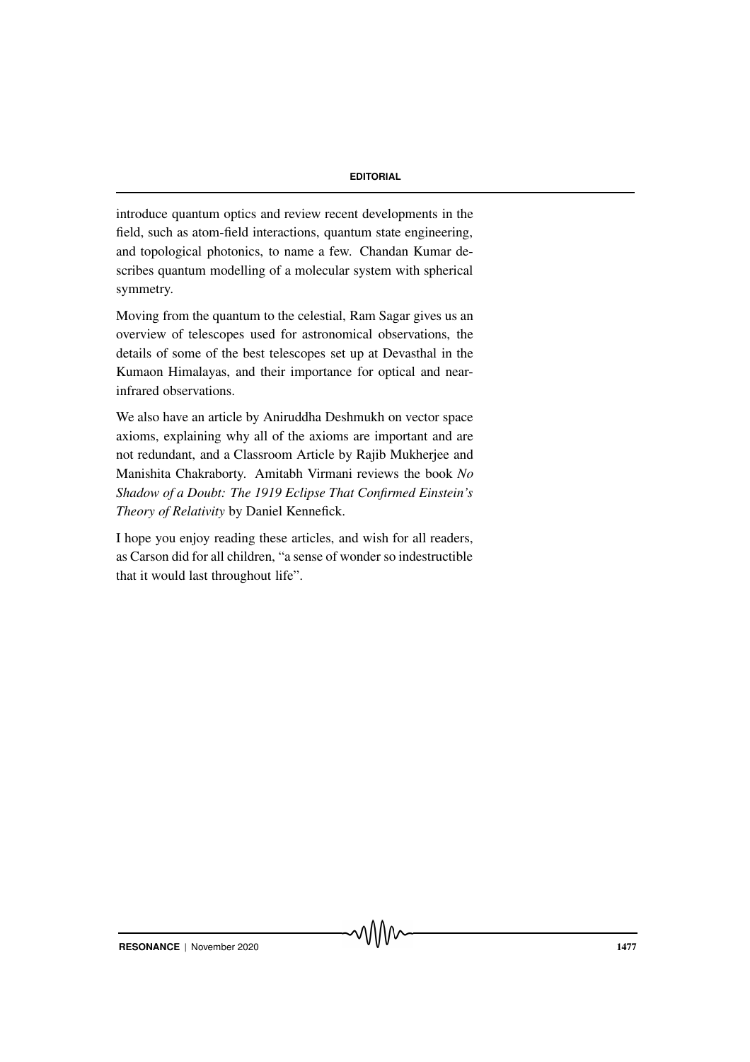introduce quantum optics and review recent developments in the field, such as atom-field interactions, quantum state engineering, and topological photonics, to name a few. Chandan Kumar describes quantum modelling of a molecular system with spherical symmetry.

Moving from the quantum to the celestial, Ram Sagar gives us an overview of telescopes used for astronomical observations, the details of some of the best telescopes set up at Devasthal in the Kumaon Himalayas, and their importance for optical and near-infrared observations.

We also have an article by Aniruddha Deshmukh on vector space axioms, explaining why all of the axioms are important and are not redundant, and a Classroom Article by Rajib Mukherjee and Manishita Chakraborty. Amitabh Virmani reviews the book *No Shadow of a Doubt: The 1919 Eclipse That Confirmed Einstein's Theory of Relativity* by Daniel Kennefick.

I hope you enjoy reading these articles, and wish for all readers, as Carson did for all children, "a sense of wonder so indestructible that it would last throughout life".